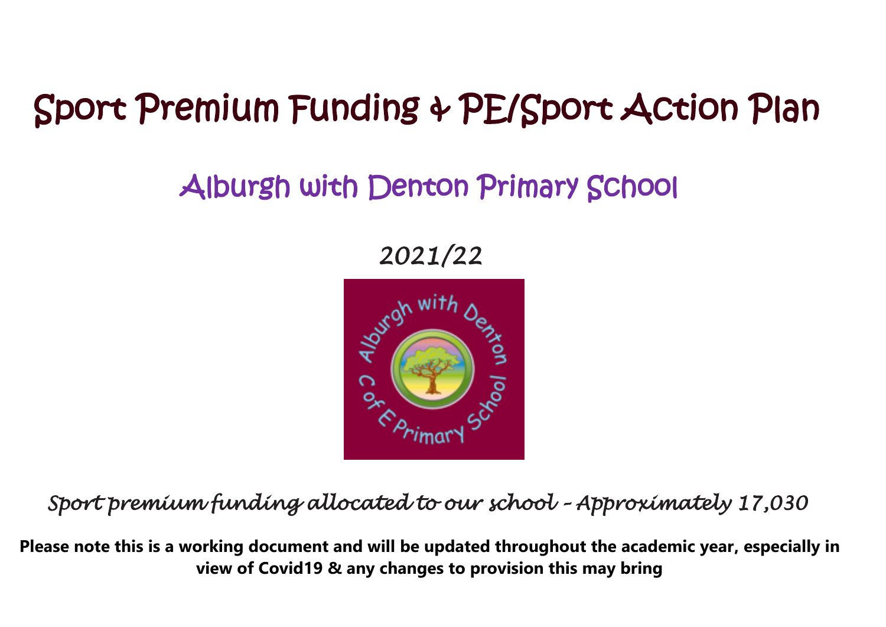# Sport Premium Funding & PE/Sport Action Plan

## Alburgh with Denton Primary School

*2021/22*

*Sport premium funding allocated to our school – Approximately 17,030*

**Please note this is a working document and will be updated throughout the academic year, especially in view of Covid19 & any changes to provision this may bring**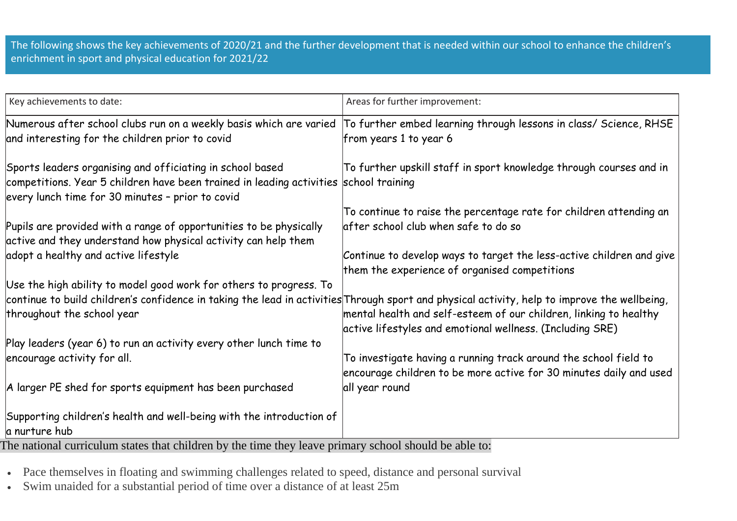The following shows the key achievements of 2020/21 and the further development that is needed within our school to enhance the children's enrichment in sport and physical education for 2021/22

| Key achievements to date: | Areas for further improvement: |
|---|---|
| Numerous after school clubs run on a weekly basis which are varied and interesting for the children prior to covid<br><br>Sports leaders organising and officiating in school based competitions. Year 5 children have been trained in leading activities every lunch time for 30 minutes – prior to covid<br><br>Pupils are provided with a range of opportunities to be physically active and they understand how physical activity can help them adopt a healthy and active lifestyle<br><br>Use the high ability to model good work for others to progress. To continue to build children's confidence in taking the lead in activities throughout the school year<br><br>Play leaders (year 6) to run an activity every other lunch time to encourage activity for all.<br><br>A larger PE shed for sports equipment has been purchased<br><br>Supporting children's health and well-being with the introduction of a nurture hub | To further embed learning through lessons in class/ Science, RHSE from years 1 to year 6<br><br>To further upskill staff in sport knowledge through courses and in school training<br><br>To continue to raise the percentage rate for children attending an after school club when safe to do so<br><br>Continue to develop ways to target the less-active children and give them the experience of organised competitions<br><br>Through sport and physical activity, help to improve the wellbeing, mental health and self-esteem of our children, linking to healthy active lifestyles and emotional wellness. (Including SRE)<br><br>To investigate having a running track around the school field to encourage children to be more active for 30 minutes daily and used all year round |

The national curriculum states that children by the time they leave primary school should be able to:

- Pace themselves in floating and swimming challenges related to speed, distance and personal survival
- Swim unaided for a substantial period of time over a distance of at least 25m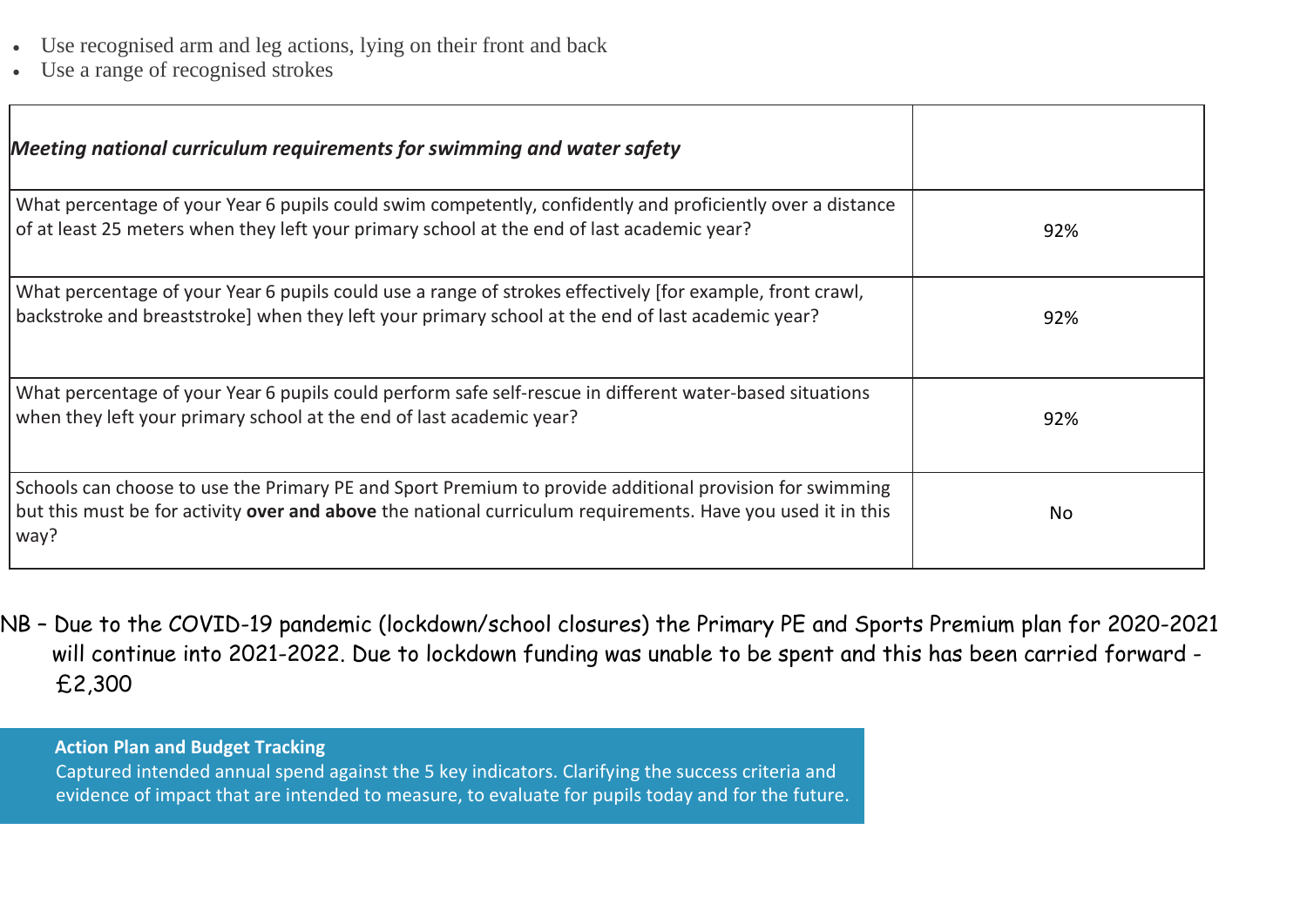- Use recognised arm and leg actions, lying on their front and back
- Use a range of recognised strokes

| ***Meeting national curriculum requirements for swimming and water safety*** | |
|---|---|
| What percentage of your Year 6 pupils could swim competently, confidently and proficiently over a distance of at least 25 meters when they left your primary school at the end of last academic year? | 92% |
| What percentage of your Year 6 pupils could use a range of strokes effectively [for example, front crawl, backstroke and breaststroke] when they left your primary school at the end of last academic year? | 92% |
| What percentage of your Year 6 pupils could perform safe self-rescue in different water-based situations when they left your primary school at the end of last academic year? | 92% |
| Schools can choose to use the Primary PE and Sport Premium to provide additional provision for swimming but this must be for activity **over and above** the national curriculum requirements. Have you used it in this way? | No |

NB – Due to the COVID-19 pandemic (lockdown/school closures) the Primary PE and Sports Premium plan for 2020-2021 will continue into 2021-2022. Due to lockdown funding was unable to be spent and this has been carried forward - £2,300

**Action Plan and Budget Tracking**

Captured intended annual spend against the 5 key indicators. Clarifying the success criteria and evidence of impact that are intended to measure, to evaluate for pupils today and for the future.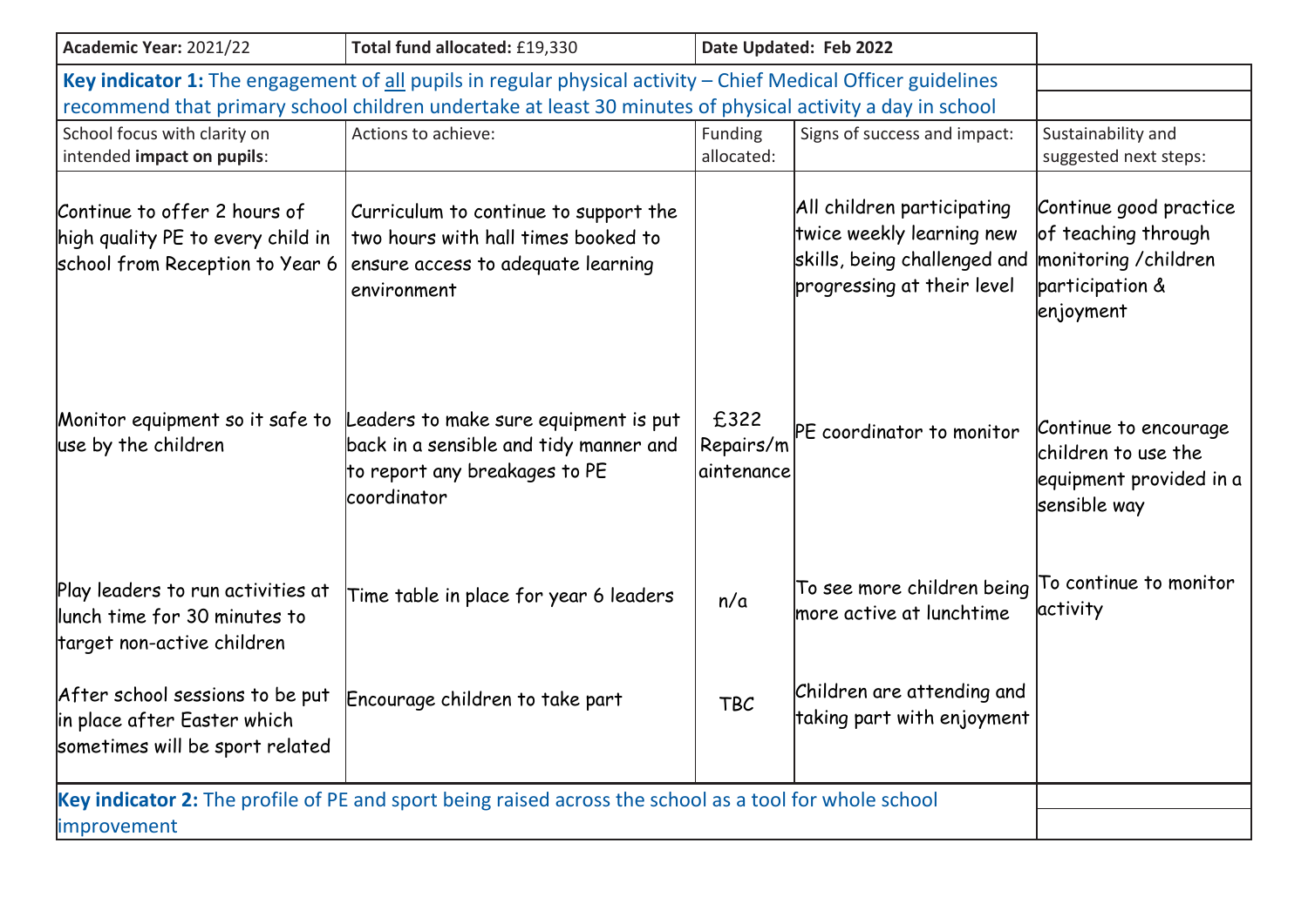| **Academic Year:** 2021/22 | **Total fund allocated:** £19,330 | **Date Updated: Feb 2022** | | |
|---|---|---|---|---|
| **Key indicator 1:** The engagement of <u>all</u> pupils in regular physical activity – Chief Medical Officer guidelines recommend that primary school children undertake at least 30 minutes of physical activity a day in school | | | | |
| School focus with clarity on intended **impact on pupils**: | Actions to achieve: | Funding allocated: | Signs of success and impact: | Sustainability and suggested next steps: |
| Continue to offer 2 hours of high quality PE to every child in school from Reception to Year 6 | Curriculum to continue to support the two hours with hall times booked to ensure access to adequate learning environment | | All children participating twice weekly learning new skills, being challenged and progressing at their level | Continue good practice of teaching through monitoring /children participation & enjoyment |
| Monitor equipment so it safe to use by the children | Leaders to make sure equipment is put back in a sensible and tidy manner and to report any breakages to PE coordinator | £322 Repairs/maintenance | PE coordinator to monitor | Continue to encourage children to use the equipment provided in a sensible way |
| Play leaders to run activities at lunch time for 30 minutes to target non-active children | Time table in place for year 6 leaders | n/a | To see more children being more active at lunchtime | To continue to monitor activity |
| After school sessions to be put in place after Easter which sometimes will be sport related | Encourage children to take part | TBC | Children are attending and taking part with enjoyment | |
| **Key indicator 2:** The profile of PE and sport being raised across the school as a tool for whole school improvement | | | | |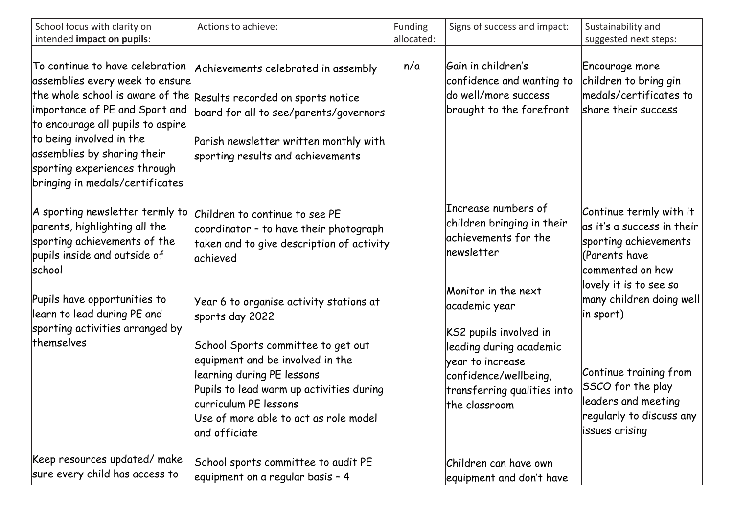| School focus with clarity on intended **impact on pupils**: | Actions to achieve: | Funding allocated: | Signs of success and impact: | Sustainability and suggested next steps: |
|---|---|---|---|---|
| To continue to have celebration assemblies every week to ensure the whole school is aware of the importance of PE and Sport and to encourage all pupils to aspire to being involved in the assemblies by sharing their sporting experiences through bringing in medals/certificates | Achievements celebrated in assembly<br><br>Results recorded on sports notice board for all to see/parents/governors<br><br>Parish newsletter written monthly with sporting results and achievements | n/a | Gain in children's confidence and wanting to do well/more success brought to the forefront | Encourage more children to bring gin medals/certificates to share their success |
| A sporting newsletter termly to parents, highlighting all the sporting achievements of the pupils inside and outside of school | Children to continue to see PE coordinator – to have their photograph taken and to give description of activity achieved | | Increase numbers of children bringing in their achievements for the newsletter | Continue termly with it as it's a success in their sporting achievements (Parents have commented on how lovely it is to see so many children doing well in sport) |
| Pupils have opportunities to learn to lead during PE and sporting activities arranged by themselves | Year 6 to organise activity stations at sports day 2022<br><br>School Sports committee to get out equipment and be involved in the learning during PE lessons<br>Pupils to lead warm up activities during curriculum PE lessons<br>Use of more able to act as role model and officiate | | Monitor in the next academic year<br><br>KS2 pupils involved in leading during academic year to increase confidence/wellbeing, transferring qualities into the classroom | Continue training from SSCO for the play leaders and meeting regularly to discuss any issues arising |
| Keep resources updated/ make sure every child has access to | School sports committee to audit PE equipment on a regular basis – 4 | | Children can have own equipment and don't have | |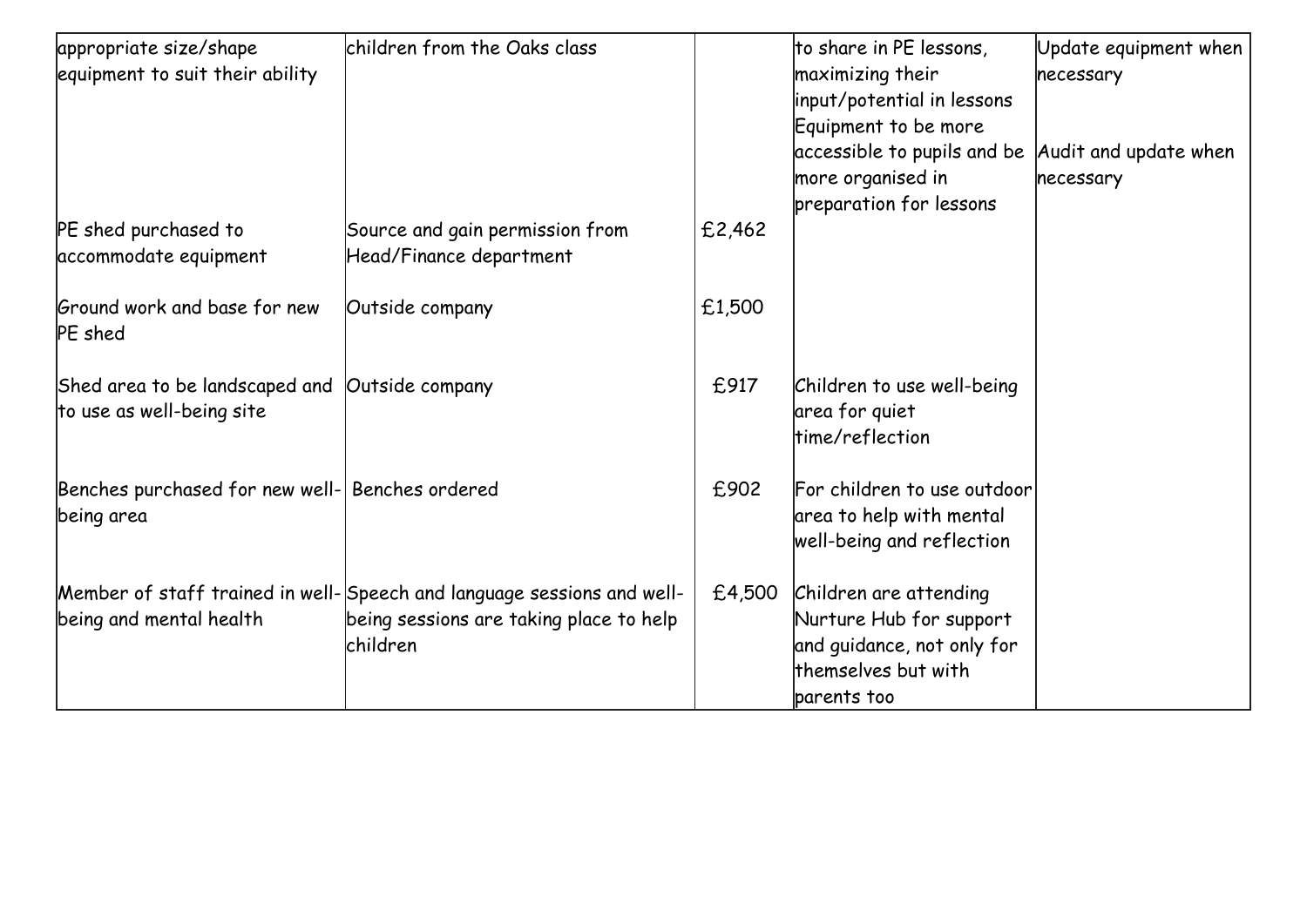| | | | | |
|---|---|---|---|---|
| appropriate size/shape equipment to suit their ability | children from the Oaks class | | to share in PE lessons, maximizing their input/potential in lessons<br>Equipment to be more accessible to pupils and be more organised in preparation for lessons | Update equipment when necessary<br><br>Audit and update when necessary |
| PE shed purchased to accommodate equipment | Source and gain permission from Head/Finance department | £2,462 | | |
| Ground work and base for new PE shed | Outside company | £1,500 | | |
| Shed area to be landscaped and to use as well-being site | Outside company | £917 | Children to use well-being area for quiet time/reflection | |
| Benches purchased for new well-being area | Benches ordered | £902 | For children to use outdoor area to help with mental well-being and reflection | |
| Member of staff trained in well-being and mental health | Speech and language sessions and well-being sessions are taking place to help children | £4,500 | Children are attending Nurture Hub for support and guidance, not only for themselves but with parents too | |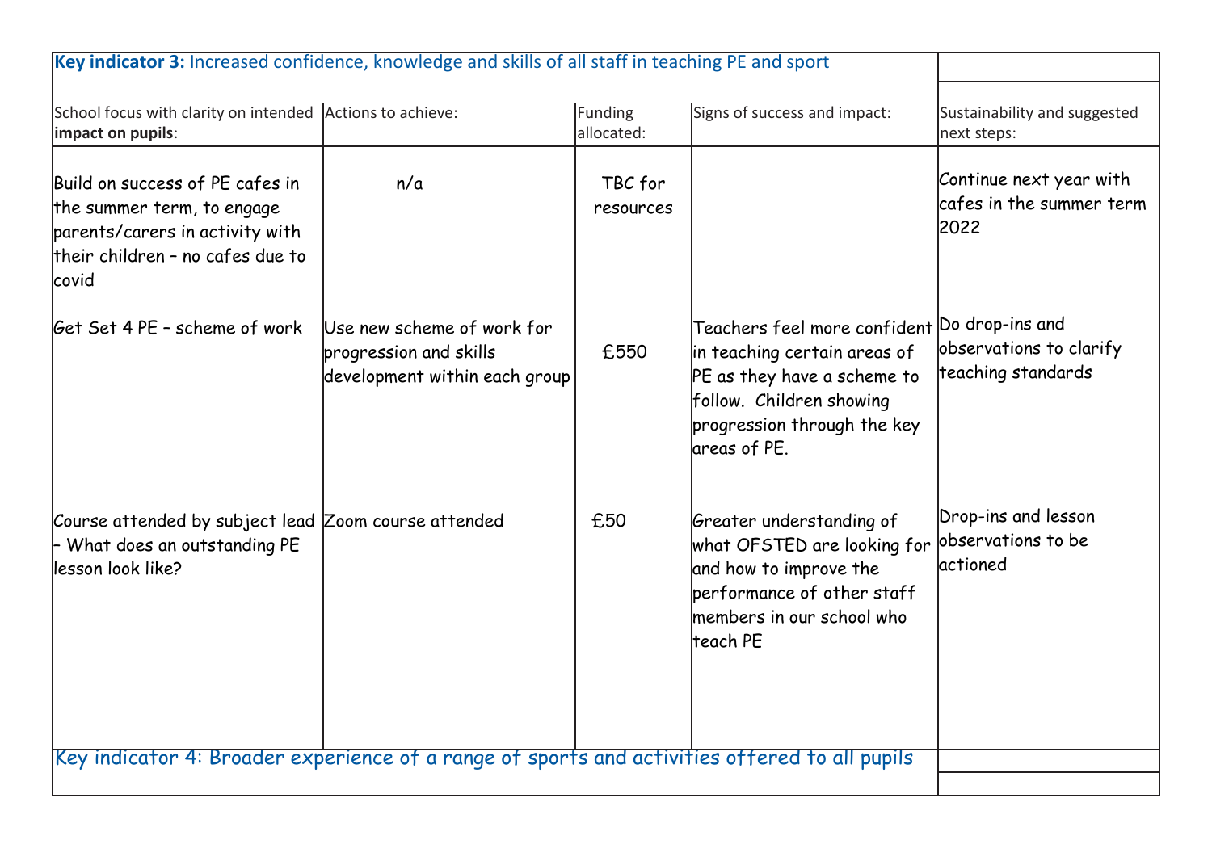| **Key indicator 3:** Increased confidence, knowledge and skills of all staff in teaching PE and sport | | | | |
|---|---|---|---|---|
| School focus with clarity on intended **impact on pupils**: | Actions to achieve: | Funding allocated: | Signs of success and impact: | Sustainability and suggested next steps: |
| Build on success of PE cafes in the summer term, to engage parents/carers in activity with their children – no cafes due to covid | n/a | TBC for resources | | Continue next year with cafes in the summer term 2022 |
| Get Set 4 PE – scheme of work | Use new scheme of work for progression and skills development within each group | £550 | Teachers feel more confident in teaching certain areas of PE as they have a scheme to follow. Children showing progression through the key areas of PE. | Do drop-ins and observations to clarify teaching standards |
| Course attended by subject lead – What does an outstanding PE lesson look like? | Zoom course attended | £50 | Greater understanding of what OFSTED are looking for and how to improve the performance of other staff members in our school who teach PE | Drop-ins and lesson observations to be actioned |

| Key indicator 4: Broader experience of a range of sports and activities offered to all pupils | |
|---|---|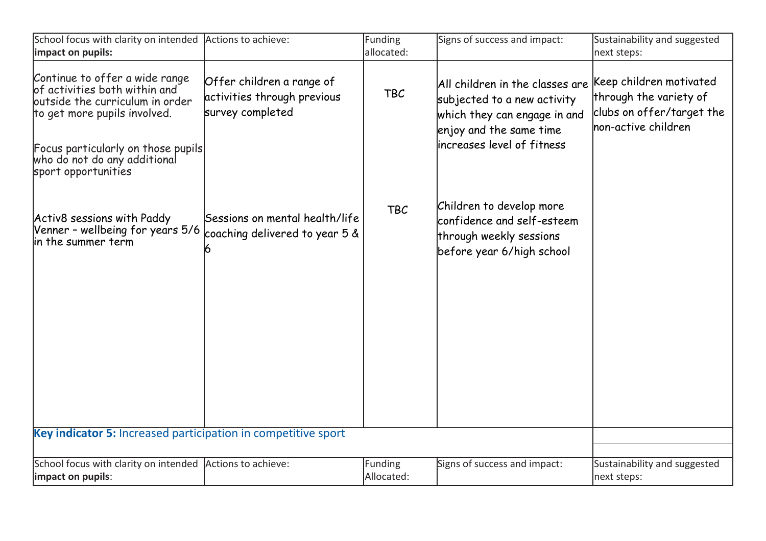| School focus with clarity on intended **impact on pupils:** | Actions to achieve: | Funding allocated: | Signs of success and impact: | Sustainability and suggested next steps: |
|---|---|---|---|---|
| Continue to offer a wide range of activities both within and outside the curriculum in order to get more pupils involved.<br><br>Focus particularly on those pupils who do not do any additional sport opportunities | Offer children a range of activities through previous survey completed | TBC | All children in the classes are subjected to a new activity which they can engage in and enjoy and the same time increases level of fitness | Keep children motivated through the variety of clubs on offer/target the non-active children |
| Activ8 sessions with Paddy Venner – wellbeing for years 5/6 in the summer term | Sessions on mental health/life coaching delivered to year 5 & 6 | TBC | Children to develop more confidence and self-esteem through weekly sessions before year 6/high school | |

**Key indicator 5:** Increased participation in competitive sport

| School focus with clarity on intended **impact on pupils**: | Actions to achieve: | Funding Allocated: | Signs of success and impact: | Sustainability and suggested next steps: |
|---|---|---|---|---|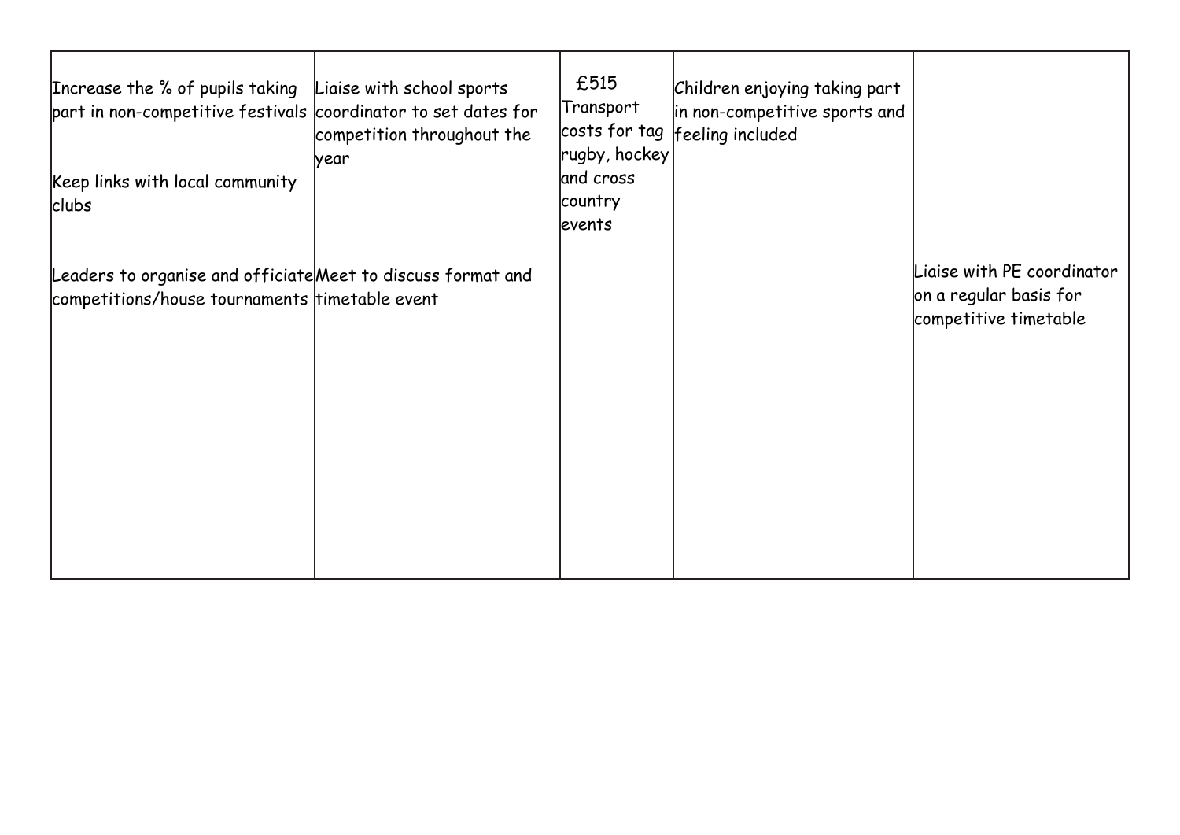| | | | | |
|---|---|---|---|---|
| Increase the % of pupils taking part in non-competitive festivals<br><br>Keep links with local community clubs | Liaise with school sports coordinator to set dates for competition throughout the year | £515 Transport costs for tag rugby, hockey and cross country events | Children enjoying taking part in non-competitive sports and feeling included | |
| Leaders to organise and officiate competitions/house tournaments | Meet to discuss format and timetable event | | | Liaise with PE coordinator on a regular basis for competitive timetable |